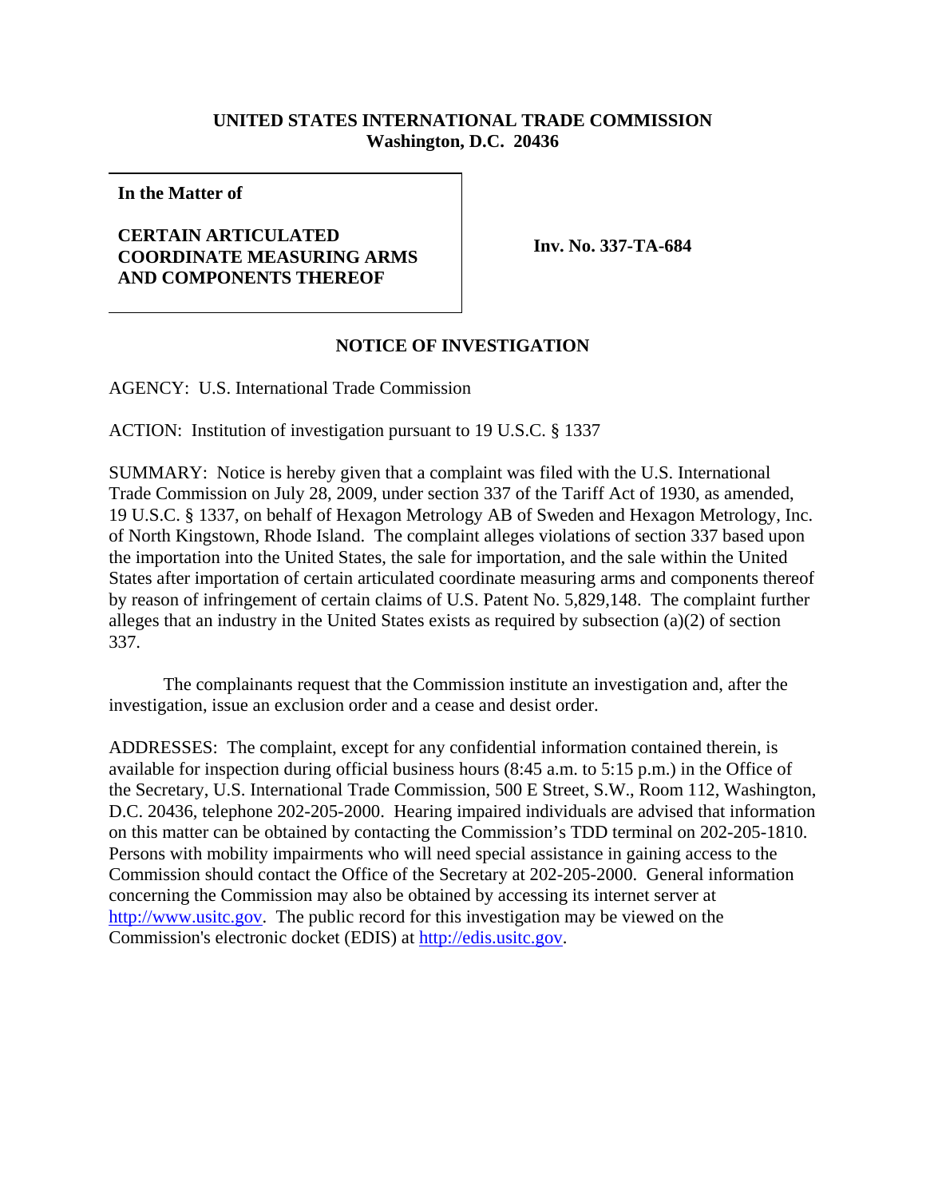**UNITED STATES INTERNATIONAL TRADE COMMISSION**
**Washington, D.C. 20436**

| **In the Matter of**<br><br>**CERTAIN ARTICULATED COORDINATE MEASURING ARMS AND COMPONENTS THEREOF** | **Inv. No. 337-TA-684** |
|---|---|

## NOTICE OF INVESTIGATION

AGENCY: U.S. International Trade Commission

ACTION: Institution of investigation pursuant to 19 U.S.C. § 1337

SUMMARY: Notice is hereby given that a complaint was filed with the U.S. International Trade Commission on July 28, 2009, under section 337 of the Tariff Act of 1930, as amended, 19 U.S.C. § 1337, on behalf of Hexagon Metrology AB of Sweden and Hexagon Metrology, Inc. of North Kingstown, Rhode Island. The complaint alleges violations of section 337 based upon the importation into the United States, the sale for importation, and the sale within the United States after importation of certain articulated coordinate measuring arms and components thereof by reason of infringement of certain claims of U.S. Patent No. 5,829,148. The complaint further alleges that an industry in the United States exists as required by subsection (a)(2) of section 337.

The complainants request that the Commission institute an investigation and, after the investigation, issue an exclusion order and a cease and desist order.

ADDRESSES: The complaint, except for any confidential information contained therein, is available for inspection during official business hours (8:45 a.m. to 5:15 p.m.) in the Office of the Secretary, U.S. International Trade Commission, 500 E Street, S.W., Room 112, Washington, D.C. 20436, telephone 202-205-2000. Hearing impaired individuals are advised that information on this matter can be obtained by contacting the Commission's TDD terminal on 202-205-1810. Persons with mobility impairments who will need special assistance in gaining access to the Commission should contact the Office of the Secretary at 202-205-2000. General information concerning the Commission may also be obtained by accessing its internet server at http://www.usitc.gov. The public record for this investigation may be viewed on the Commission's electronic docket (EDIS) at http://edis.usitc.gov.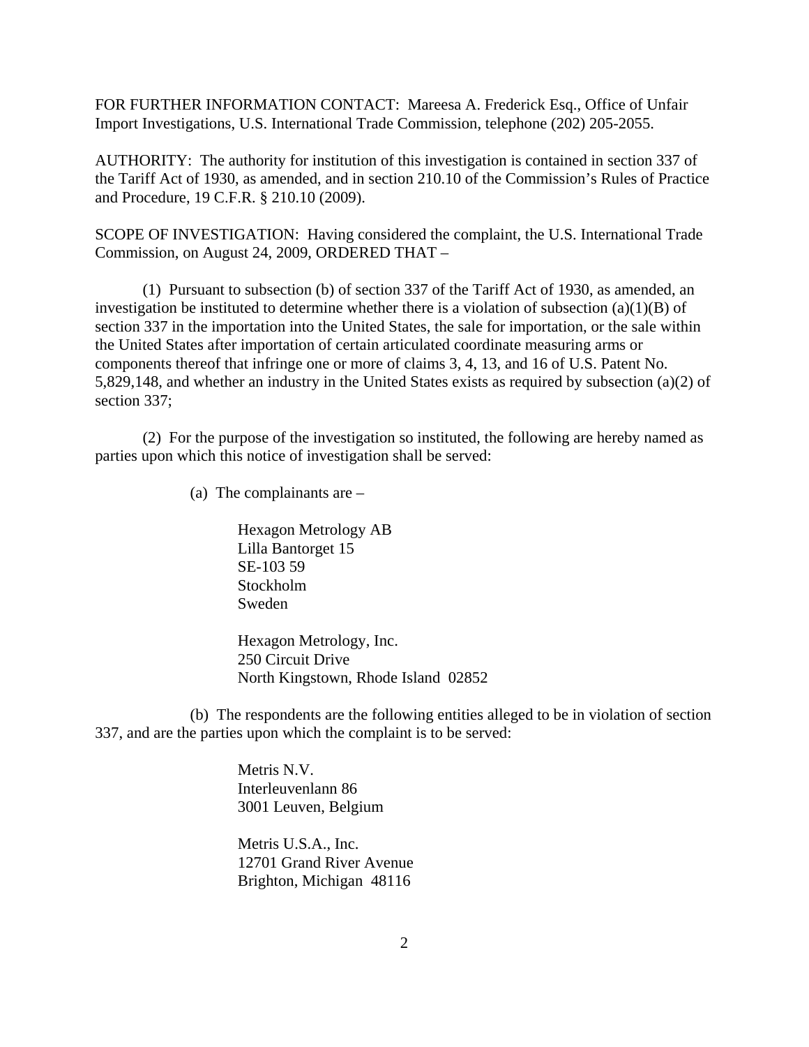FOR FURTHER INFORMATION CONTACT: Mareesa A. Frederick Esq., Office of Unfair Import Investigations, U.S. International Trade Commission, telephone (202) 205-2055.

AUTHORITY: The authority for institution of this investigation is contained in section 337 of the Tariff Act of 1930, as amended, and in section 210.10 of the Commission's Rules of Practice and Procedure, 19 C.F.R. § 210.10 (2009).

SCOPE OF INVESTIGATION: Having considered the complaint, the U.S. International Trade Commission, on August 24, 2009, ORDERED THAT –

(1) Pursuant to subsection (b) of section 337 of the Tariff Act of 1930, as amended, an investigation be instituted to determine whether there is a violation of subsection (a)(1)(B) of section 337 in the importation into the United States, the sale for importation, or the sale within the United States after importation of certain articulated coordinate measuring arms or components thereof that infringe one or more of claims 3, 4, 13, and 16 of U.S. Patent No. 5,829,148, and whether an industry in the United States exists as required by subsection (a)(2) of section 337;

(2) For the purpose of the investigation so instituted, the following are hereby named as parties upon which this notice of investigation shall be served:

(a) The complainants are –

Hexagon Metrology AB
Lilla Bantorget 15
SE-103 59
Stockholm
Sweden

Hexagon Metrology, Inc.
250 Circuit Drive
North Kingstown, Rhode Island 02852

(b) The respondents are the following entities alleged to be in violation of section 337, and are the parties upon which the complaint is to be served:

Metris N.V.
Interleuvenlann 86
3001 Leuven, Belgium

Metris U.S.A., Inc.
12701 Grand River Avenue
Brighton, Michigan 48116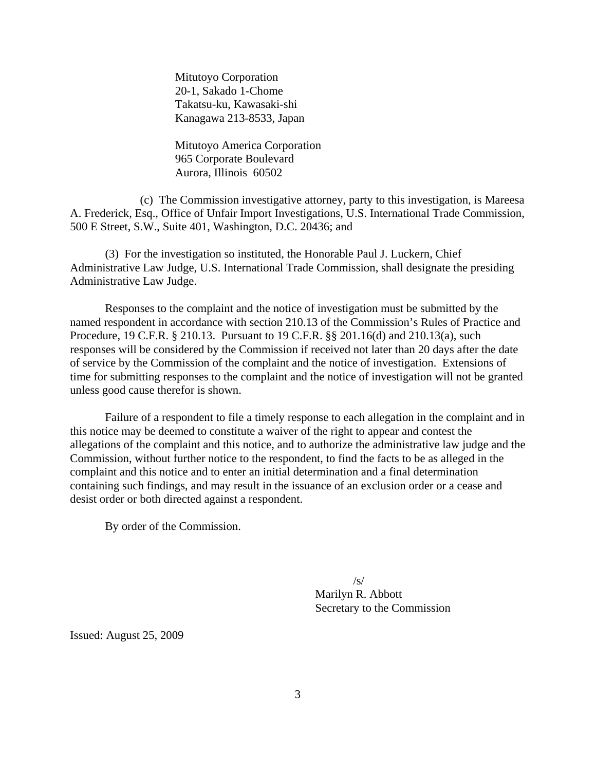Mitutoyo Corporation
20-1, Sakado 1-Chome
Takatsu-ku, Kawasaki-shi
Kanagawa 213-8533, Japan

Mitutoyo America Corporation
965 Corporate Boulevard
Aurora, Illinois 60502

(c) The Commission investigative attorney, party to this investigation, is Mareesa A. Frederick, Esq., Office of Unfair Import Investigations, U.S. International Trade Commission, 500 E Street, S.W., Suite 401, Washington, D.C. 20436; and

(3) For the investigation so instituted, the Honorable Paul J. Luckern, Chief Administrative Law Judge, U.S. International Trade Commission, shall designate the presiding Administrative Law Judge.

Responses to the complaint and the notice of investigation must be submitted by the named respondent in accordance with section 210.13 of the Commission's Rules of Practice and Procedure, 19 C.F.R. § 210.13. Pursuant to 19 C.F.R. §§ 201.16(d) and 210.13(a), such responses will be considered by the Commission if received not later than 20 days after the date of service by the Commission of the complaint and the notice of investigation. Extensions of time for submitting responses to the complaint and the notice of investigation will not be granted unless good cause therefor is shown.

Failure of a respondent to file a timely response to each allegation in the complaint and in this notice may be deemed to constitute a waiver of the right to appear and contest the allegations of the complaint and this notice, and to authorize the administrative law judge and the Commission, without further notice to the respondent, to find the facts to be as alleged in the complaint and this notice and to enter an initial determination and a final determination containing such findings, and may result in the issuance of an exclusion order or a cease and desist order or both directed against a respondent.

By order of the Commission.

/s/
Marilyn R. Abbott
Secretary to the Commission

Issued: August 25, 2009